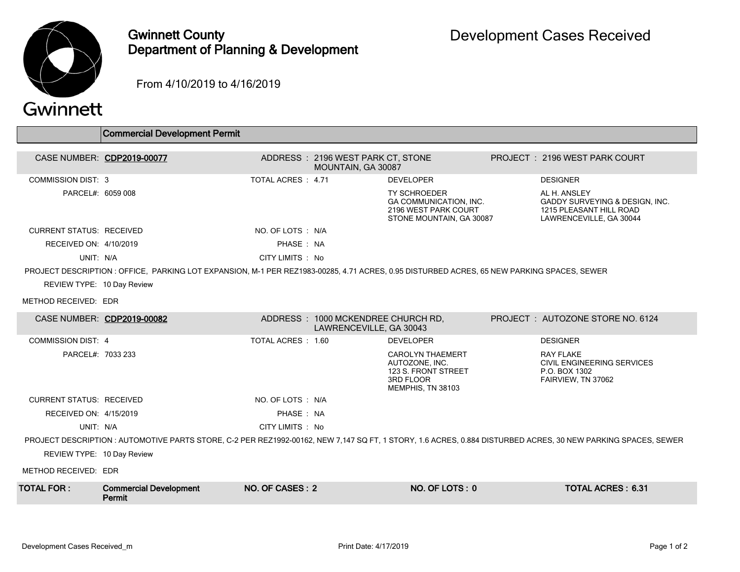# Gwinnett County Department of Planning & Development

## Development Cases Received

From 4/10/2019 to 4/16/2019

### Commercial Development Permit

**CASE NUMBER: CDP2019-00077**

ADDRESS : 2196 WEST PARK CT, STONE MOUNTAIN, GA 30087

PROJECT : 2196 WEST PARK COURT

COMMISSION DIST: 3

TOTAL ACRES : 4.71

PARCEL#: 6059 008

DEVELOPER:
TY SCHROEDER
GA COMMUNICATION, INC.
2196 WEST PARK COURT
STONE MOUNTAIN, GA 30087

DESIGNER:
AL H. ANSLEY
GADDY SURVEYING & DESIGN, INC.
1215 PLEASANT HILL ROAD
LAWRENCEVILLE, GA 30044

CURRENT STATUS: RECEIVED

NO. OF LOTS : N/A

RECEIVED ON: 4/10/2019

PHASE : NA

UNIT: N/A

CITY LIMITS : No

PROJECT DESCRIPTION : OFFICE, PARKING LOT EXPANSION, M-1 PER REZ1983-00285, 4.71 ACRES, 0.95 DISTURBED ACRES, 65 NEW PARKING SPACES, SEWER

REVIEW TYPE: 10 Day Review

METHOD RECEIVED: EDR

**CASE NUMBER: CDP2019-00082**

ADDRESS : 1000 MCKENDREE CHURCH RD, LAWRENCEVILLE, GA 30043

PROJECT : AUTOZONE STORE NO. 6124

COMMISSION DIST: 4

TOTAL ACRES : 1.60

PARCEL#: 7033 233

DEVELOPER:
CAROLYN THAEMERT
AUTOZONE, INC.
123 S. FRONT STREET
3RD FLOOR
MEMPHIS, TN 38103

DESIGNER:
RAY FLAKE
CIVIL ENGINEERING SERVICES
P.O. BOX 1302
FAIRVIEW, TN 37062

CURRENT STATUS: RECEIVED

NO. OF LOTS : N/A

RECEIVED ON: 4/15/2019

PHASE : NA

UNIT: N/A

CITY LIMITS : No

PROJECT DESCRIPTION : AUTOMOTIVE PARTS STORE, C-2 PER REZ1992-00162, NEW 7,147 SQ FT, 1 STORY, 1.6 ACRES, 0.884 DISTURBED ACRES, 30 NEW PARKING SPACES, SEWER

REVIEW TYPE: 10 Day Review

METHOD RECEIVED: EDR

| TOTAL FOR : | Commercial Development Permit | NO. OF CASES : 2 | NO. OF LOTS : 0 | TOTAL ACRES : 6.31 |
|---|---|---|---|---|

Print Date: 4/17/2019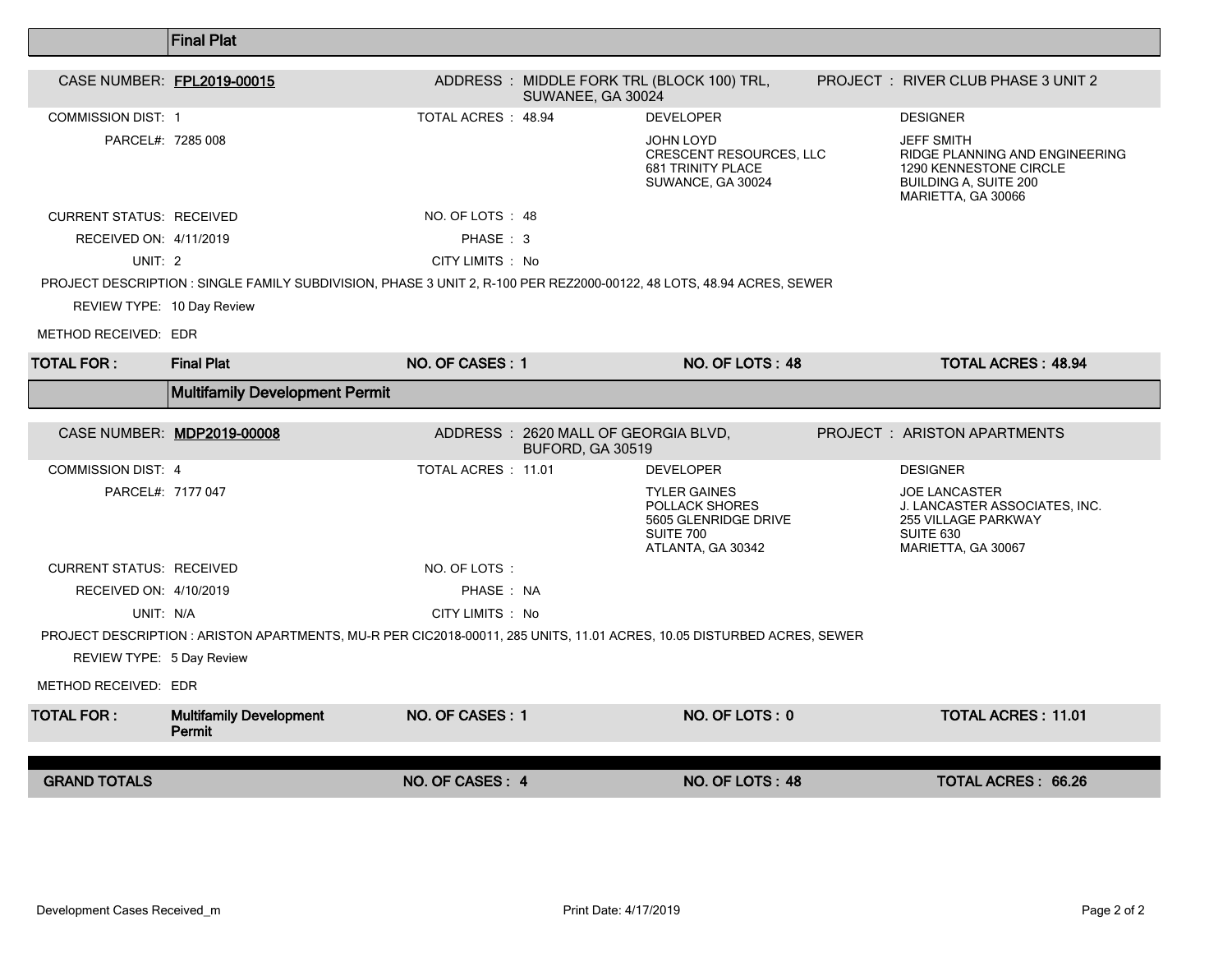## Final Plat

**CASE NUMBER: FPL2019-00015**

ADDRESS : MIDDLE FORK TRL (BLOCK 100) TRL, SUWANEE, GA 30024

PROJECT : RIVER CLUB PHASE 3 UNIT 2

COMMISSION DIST: 1

TOTAL ACRES : 48.94

PARCEL#: 7285 008

**DEVELOPER**

JOHN LOYD
CRESCENT RESOURCES, LLC
681 TRINITY PLACE
SUWANCE, GA 30024

**DESIGNER**

JEFF SMITH
RIDGE PLANNING AND ENGINEERING
1290 KENNESTONE CIRCLE
BUILDING A, SUITE 200
MARIETTA, GA 30066

CURRENT STATUS: RECEIVED

NO. OF LOTS : 48

RECEIVED ON: 4/11/2019

PHASE : 3

UNIT: 2

CITY LIMITS : No

PROJECT DESCRIPTION : SINGLE FAMILY SUBDIVISION, PHASE 3 UNIT 2, R-100 PER REZ2000-00122, 48 LOTS, 48.94 ACRES, SEWER

REVIEW TYPE: 10 Day Review

METHOD RECEIVED: EDR

| TOTAL FOR : | Final Plat | NO. OF CASES : 1 | NO. OF LOTS : 48 | TOTAL ACRES : 48.94 |
|---|---|---|---|---|

## Multifamily Development Permit

**CASE NUMBER: MDP2019-00008**

ADDRESS : 2620 MALL OF GEORGIA BLVD, BUFORD, GA 30519

PROJECT : ARISTON APARTMENTS

COMMISSION DIST: 4

TOTAL ACRES : 11.01

PARCEL#: 7177 047

**DEVELOPER**

TYLER GAINES
POLLACK SHORES
5605 GLENRIDGE DRIVE
SUITE 700
ATLANTA, GA 30342

**DESIGNER**

JOE LANCASTER
J. LANCASTER ASSOCIATES, INC.
255 VILLAGE PARKWAY
SUITE 630
MARIETTA, GA 30067

CURRENT STATUS: RECEIVED

NO. OF LOTS :

RECEIVED ON: 4/10/2019

PHASE : NA

UNIT: N/A

CITY LIMITS : No

PROJECT DESCRIPTION : ARISTON APARTMENTS, MU-R PER CIC2018-00011, 285 UNITS, 11.01 ACRES, 10.05 DISTURBED ACRES, SEWER

REVIEW TYPE: 5 Day Review

METHOD RECEIVED: EDR

| TOTAL FOR : | Multifamily Development Permit | NO. OF CASES : 1 | NO. OF LOTS : 0 | TOTAL ACRES : 11.01 |
|---|---|---|---|---|

| GRAND TOTALS | NO. OF CASES : 4 | NO. OF LOTS : 48 | TOTAL ACRES : 66.26 |
|---|---|---|---|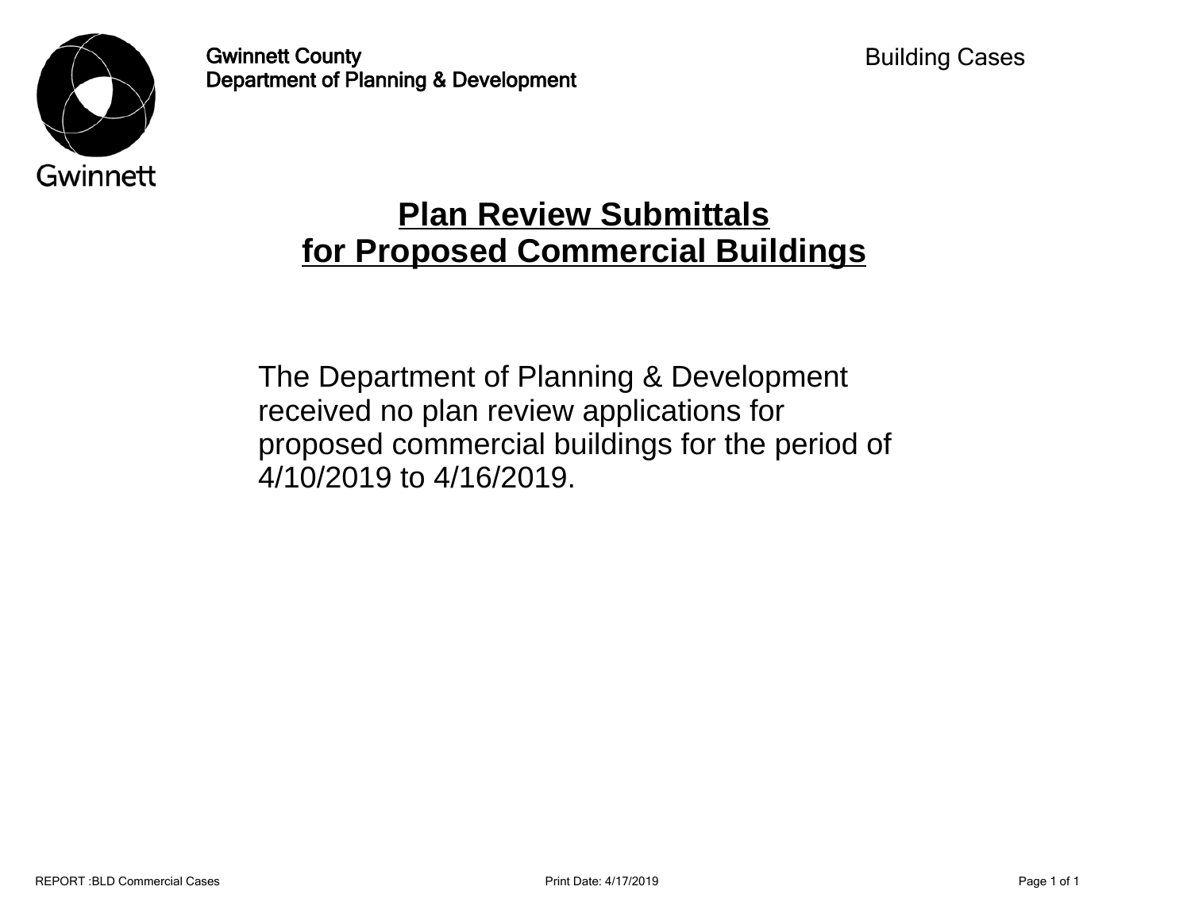Gwinnett County
Department of Planning & Development

Building Cases

# Plan Review Submittals for Proposed Commercial Buildings

The Department of Planning & Development received no plan review applications for proposed commercial buildings for the period of 4/10/2019 to 4/16/2019.

REPORT :BLD Commercial Cases    Print Date: 4/17/2019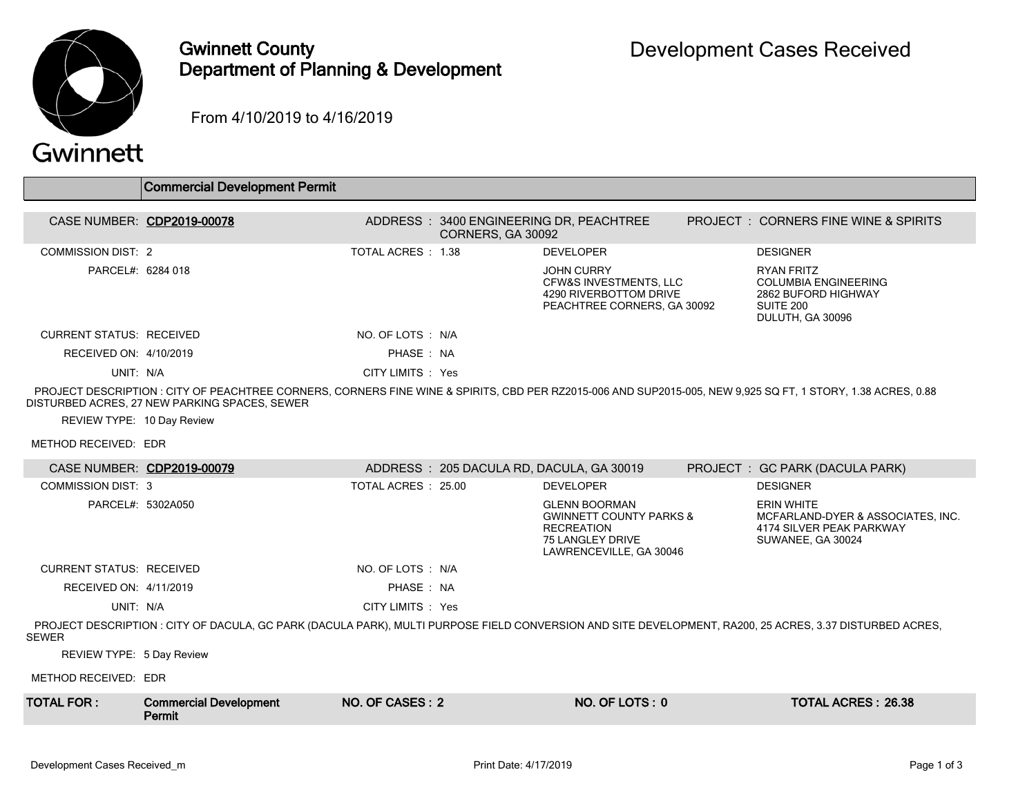# Gwinnett County Department of Planning & Development

## Development Cases Received

From 4/10/2019 to 4/16/2019

### Commercial Development Permit

| | | | |
|---|---|---|---|
| **CASE NUMBER:** CDP2019-00078 | **ADDRESS :** 3400 ENGINEERING DR, PEACHTREE CORNERS, GA 30092 | | **PROJECT :** CORNERS FINE WINE & SPIRITS |
| COMMISSION DIST: 2 | TOTAL ACRES : 1.38 | DEVELOPER | DESIGNER |
| PARCEL#: 6284 018 | | JOHN CURRY<br>CFW&S INVESTMENTS, LLC<br>4290 RIVERBOTTOM DRIVE<br>PEACHTREE CORNERS, GA 30092 | RYAN FRITZ<br>COLUMBIA ENGINEERING<br>2862 BUFORD HIGHWAY<br>SUITE 200<br>DULUTH, GA 30096 |
| CURRENT STATUS: RECEIVED | NO. OF LOTS : N/A | | |
| RECEIVED ON: 4/10/2019 | PHASE : NA | | |
| UNIT: N/A | CITY LIMITS : Yes | | |

PROJECT DESCRIPTION : CITY OF PEACHTREE CORNERS, CORNERS FINE WINE & SPIRITS, CBD PER RZ2015-006 AND SUP2015-005, NEW 9,925 SQ FT, 1 STORY, 1.38 ACRES, 0.88 DISTURBED ACRES, 27 NEW PARKING SPACES, SEWER

REVIEW TYPE: 10 Day Review

METHOD RECEIVED: EDR

| | | | |
|---|---|---|---|
| **CASE NUMBER:** CDP2019-00079 | **ADDRESS :** 205 DACULA RD, DACULA, GA 30019 | | **PROJECT :** GC PARK (DACULA PARK) |
| COMMISSION DIST: 3 | TOTAL ACRES : 25.00 | DEVELOPER | DESIGNER |
| PARCEL#: 5302A050 | | GLENN BOORMAN<br>GWINNETT COUNTY PARKS & RECREATION<br>75 LANGLEY DRIVE<br>LAWRENCEVILLE, GA 30046 | ERIN WHITE<br>MCFARLAND-DYER & ASSOCIATES, INC.<br>4174 SILVER PEAK PARKWAY<br>SUWANEE, GA 30024 |
| CURRENT STATUS: RECEIVED | NO. OF LOTS : N/A | | |
| RECEIVED ON: 4/11/2019 | PHASE : NA | | |
| UNIT: N/A | CITY LIMITS : Yes | | |

PROJECT DESCRIPTION : CITY OF DACULA, GC PARK (DACULA PARK), MULTI PURPOSE FIELD CONVERSION AND SITE DEVELOPMENT, RA200, 25 ACRES, 3.37 DISTURBED ACRES, SEWER

REVIEW TYPE: 5 Day Review

METHOD RECEIVED: EDR

| **TOTAL FOR :** | **Commercial Development Permit** | **NO. OF CASES : 2** | **NO. OF LOTS : 0** | **TOTAL ACRES : 26.38** |
|---|---|---|---|---|

Development Cases Received_m — Print Date: 4/17/2019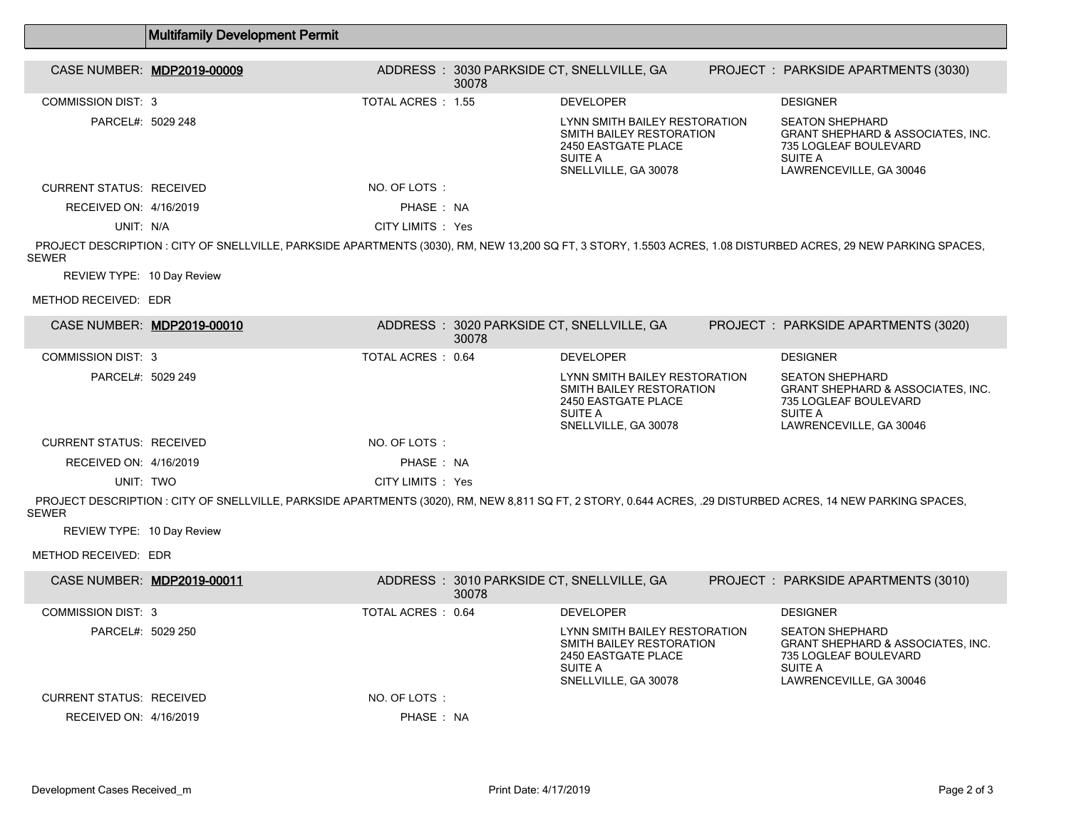## Multifamily Development Permit

**CASE NUMBER: MDP2019-00009** | ADDRESS : 3030 PARKSIDE CT, SNELLVILLE, GA 30078 | PROJECT : PARKSIDE APARTMENTS (3030)

COMMISSION DIST: 3
TOTAL ACRES : 1.55
PARCEL#: 5029 248

DEVELOPER
LYNN SMITH BAILEY RESTORATION
SMITH BAILEY RESTORATION
2450 EASTGATE PLACE
SUITE A
SNELLVILLE, GA 30078

DESIGNER
SEATON SHEPHARD
GRANT SHEPHARD & ASSOCIATES, INC.
735 LOGLEAF BOULEVARD
SUITE A
LAWRENCEVILLE, GA 30046

CURRENT STATUS: RECEIVED
NO. OF LOTS :
RECEIVED ON: 4/16/2019
PHASE : NA
UNIT: N/A
CITY LIMITS : Yes

PROJECT DESCRIPTION : CITY OF SNELLVILLE, PARKSIDE APARTMENTS (3030), RM, NEW 13,200 SQ FT, 3 STORY, 1.5503 ACRES, 1.08 DISTURBED ACRES, 29 NEW PARKING SPACES, SEWER

REVIEW TYPE: 10 Day Review

METHOD RECEIVED: EDR

---

**CASE NUMBER: MDP2019-00010** | ADDRESS : 3020 PARKSIDE CT, SNELLVILLE, GA 30078 | PROJECT : PARKSIDE APARTMENTS (3020)

COMMISSION DIST: 3
TOTAL ACRES : 0.64
PARCEL#: 5029 249

DEVELOPER
LYNN SMITH BAILEY RESTORATION
SMITH BAILEY RESTORATION
2450 EASTGATE PLACE
SUITE A
SNELLVILLE, GA 30078

DESIGNER
SEATON SHEPHARD
GRANT SHEPHARD & ASSOCIATES, INC.
735 LOGLEAF BOULEVARD
SUITE A
LAWRENCEVILLE, GA 30046

CURRENT STATUS: RECEIVED
NO. OF LOTS :
RECEIVED ON: 4/16/2019
PHASE : NA
UNIT: TWO
CITY LIMITS : Yes

PROJECT DESCRIPTION : CITY OF SNELLVILLE, PARKSIDE APARTMENTS (3020), RM, NEW 8,811 SQ FT, 2 STORY, 0.644 ACRES, .29 DISTURBED ACRES, 14 NEW PARKING SPACES, SEWER

REVIEW TYPE: 10 Day Review

METHOD RECEIVED: EDR

---

**CASE NUMBER: MDP2019-00011** | ADDRESS : 3010 PARKSIDE CT, SNELLVILLE, GA 30078 | PROJECT : PARKSIDE APARTMENTS (3010)

COMMISSION DIST: 3
TOTAL ACRES : 0.64
PARCEL#: 5029 250

DEVELOPER
LYNN SMITH BAILEY RESTORATION
SMITH BAILEY RESTORATION
2450 EASTGATE PLACE
SUITE A
SNELLVILLE, GA 30078

DESIGNER
SEATON SHEPHARD
GRANT SHEPHARD & ASSOCIATES, INC.
735 LOGLEAF BOULEVARD
SUITE A
LAWRENCEVILLE, GA 30046

CURRENT STATUS: RECEIVED
NO. OF LOTS :
RECEIVED ON: 4/16/2019
PHASE : NA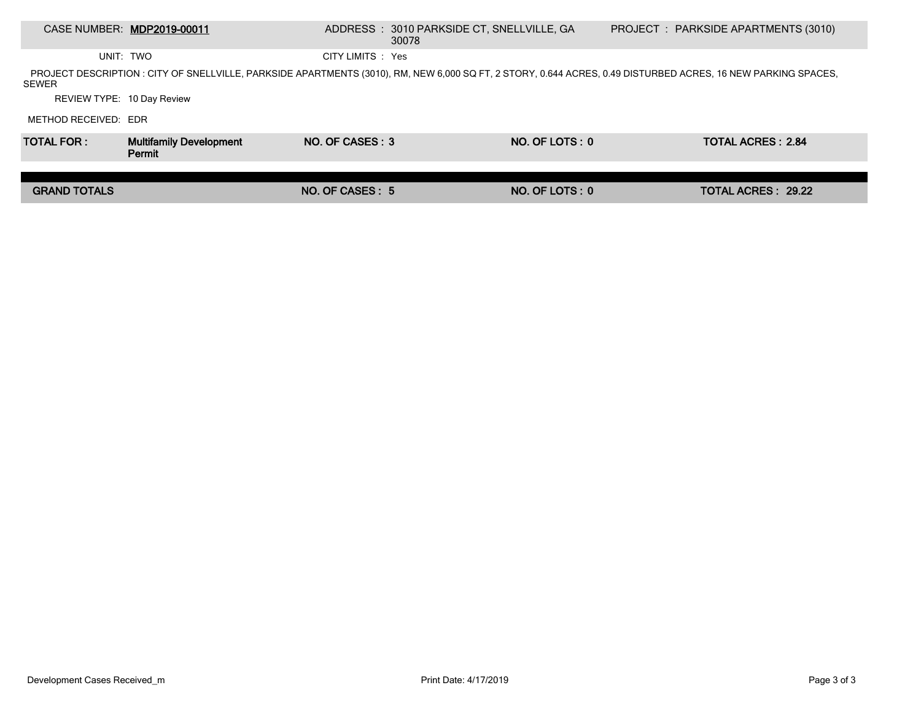| | | | | | |
|---|---|---|---|---|---|
| CASE NUMBER: | **MDP2019-00011** | ADDRESS : | 3010 PARKSIDE CT, SNELLVILLE, GA 30078 | PROJECT : | PARKSIDE APARTMENTS (3010) |
| UNIT: | TWO | CITY LIMITS : | Yes | | |

PROJECT DESCRIPTION : CITY OF SNELLVILLE, PARKSIDE APARTMENTS (3010), RM, NEW 6,000 SQ FT, 2 STORY, 0.644 ACRES, 0.49 DISTURBED ACRES, 16 NEW PARKING SPACES, SEWER

REVIEW TYPE: 10 Day Review

METHOD RECEIVED: EDR

| | | | | |
|---|---|---|---|---|
| **TOTAL FOR :** | **Multifamily Development Permit** | **NO. OF CASES : 3** | **NO. OF LOTS : 0** | **TOTAL ACRES : 2.84** |
| **GRAND TOTALS** | | **NO. OF CASES : 5** | **NO. OF LOTS : 0** | **TOTAL ACRES : 29.22** |

Development Cases Received_m

Print Date: 4/17/2019